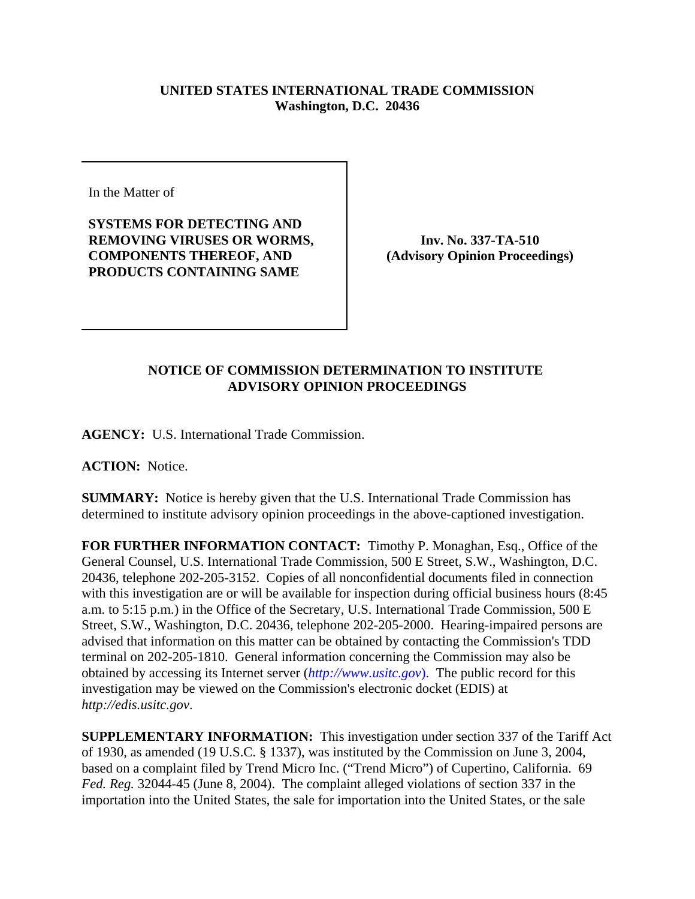**UNITED STATES INTERNATIONAL TRADE COMMISSION**
**Washington, D.C. 20436**

In the Matter of

**SYSTEMS FOR DETECTING AND REMOVING VIRUSES OR WORMS, COMPONENTS THEREOF, AND PRODUCTS CONTAINING SAME**

**Inv. No. 337-TA-510**
**(Advisory Opinion Proceedings)**

## NOTICE OF COMMISSION DETERMINATION TO INSTITUTE ADVISORY OPINION PROCEEDINGS

**AGENCY:** U.S. International Trade Commission.

**ACTION:** Notice.

**SUMMARY:** Notice is hereby given that the U.S. International Trade Commission has determined to institute advisory opinion proceedings in the above-captioned investigation.

**FOR FURTHER INFORMATION CONTACT:** Timothy P. Monaghan, Esq., Office of the General Counsel, U.S. International Trade Commission, 500 E Street, S.W., Washington, D.C. 20436, telephone 202-205-3152. Copies of all nonconfidential documents filed in connection with this investigation are or will be available for inspection during official business hours (8:45 a.m. to 5:15 p.m.) in the Office of the Secretary, U.S. International Trade Commission, 500 E Street, S.W., Washington, D.C. 20436, telephone 202-205-2000. Hearing-impaired persons are advised that information on this matter can be obtained by contacting the Commission's TDD terminal on 202-205-1810. General information concerning the Commission may also be obtained by accessing its Internet server (*http://www.usitc.gov*). The public record for this investigation may be viewed on the Commission's electronic docket (EDIS) at *http://edis.usitc.gov*.

**SUPPLEMENTARY INFORMATION:** This investigation under section 337 of the Tariff Act of 1930, as amended (19 U.S.C. § 1337), was instituted by the Commission on June 3, 2004, based on a complaint filed by Trend Micro Inc. ("Trend Micro") of Cupertino, California. 69 *Fed. Reg.* 32044-45 (June 8, 2004). The complaint alleged violations of section 337 in the importation into the United States, the sale for importation into the United States, or the sale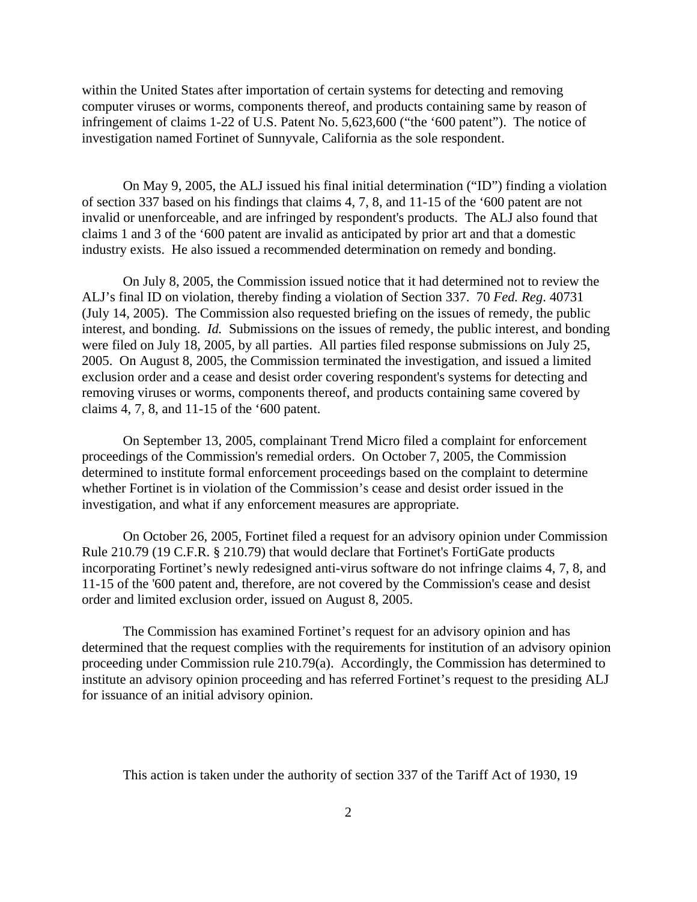within the United States after importation of certain systems for detecting and removing computer viruses or worms, components thereof, and products containing same by reason of infringement of claims 1-22 of U.S. Patent No. 5,623,600 ("the '600 patent"). The notice of investigation named Fortinet of Sunnyvale, California as the sole respondent.

On May 9, 2005, the ALJ issued his final initial determination ("ID") finding a violation of section 337 based on his findings that claims 4, 7, 8, and 11-15 of the '600 patent are not invalid or unenforceable, and are infringed by respondent's products. The ALJ also found that claims 1 and 3 of the '600 patent are invalid as anticipated by prior art and that a domestic industry exists. He also issued a recommended determination on remedy and bonding.

On July 8, 2005, the Commission issued notice that it had determined not to review the ALJ's final ID on violation, thereby finding a violation of Section 337. 70 *Fed. Reg*. 40731 (July 14, 2005). The Commission also requested briefing on the issues of remedy, the public interest, and bonding. *Id.* Submissions on the issues of remedy, the public interest, and bonding were filed on July 18, 2005, by all parties. All parties filed response submissions on July 25, 2005. On August 8, 2005, the Commission terminated the investigation, and issued a limited exclusion order and a cease and desist order covering respondent's systems for detecting and removing viruses or worms, components thereof, and products containing same covered by claims 4, 7, 8, and 11-15 of the '600 patent.

On September 13, 2005, complainant Trend Micro filed a complaint for enforcement proceedings of the Commission's remedial orders. On October 7, 2005, the Commission determined to institute formal enforcement proceedings based on the complaint to determine whether Fortinet is in violation of the Commission's cease and desist order issued in the investigation, and what if any enforcement measures are appropriate.

On October 26, 2005, Fortinet filed a request for an advisory opinion under Commission Rule 210.79 (19 C.F.R. § 210.79) that would declare that Fortinet's FortiGate products incorporating Fortinet's newly redesigned anti-virus software do not infringe claims 4, 7, 8, and 11-15 of the '600 patent and, therefore, are not covered by the Commission's cease and desist order and limited exclusion order, issued on August 8, 2005.

The Commission has examined Fortinet's request for an advisory opinion and has determined that the request complies with the requirements for institution of an advisory opinion proceeding under Commission rule 210.79(a). Accordingly, the Commission has determined to institute an advisory opinion proceeding and has referred Fortinet's request to the presiding ALJ for issuance of an initial advisory opinion.

This action is taken under the authority of section 337 of the Tariff Act of 1930, 19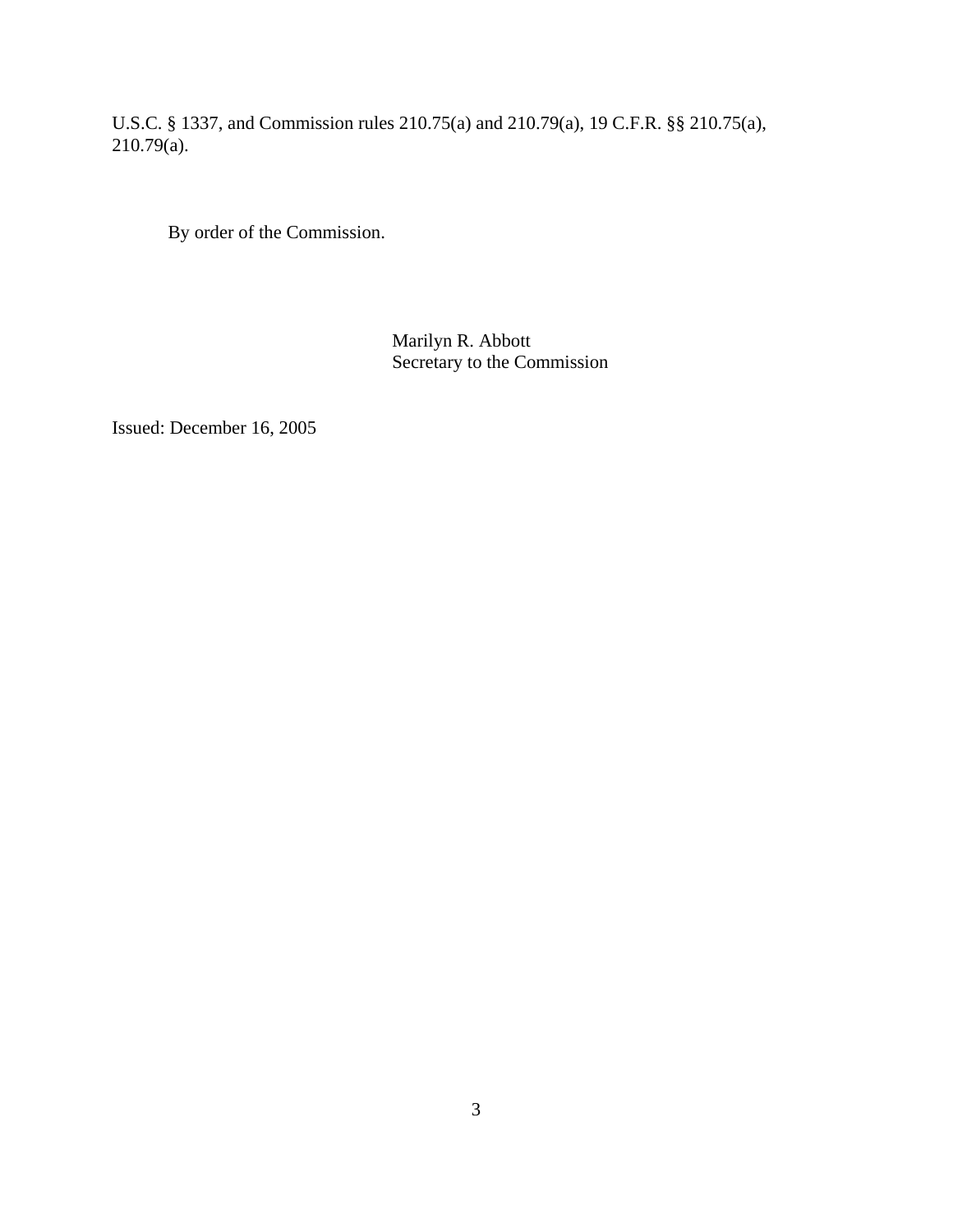U.S.C. § 1337, and Commission rules 210.75(a) and 210.79(a), 19 C.F.R. §§ 210.75(a), 210.79(a).

By order of the Commission.

Marilyn R. Abbott
Secretary to the Commission

Issued: December 16, 2005